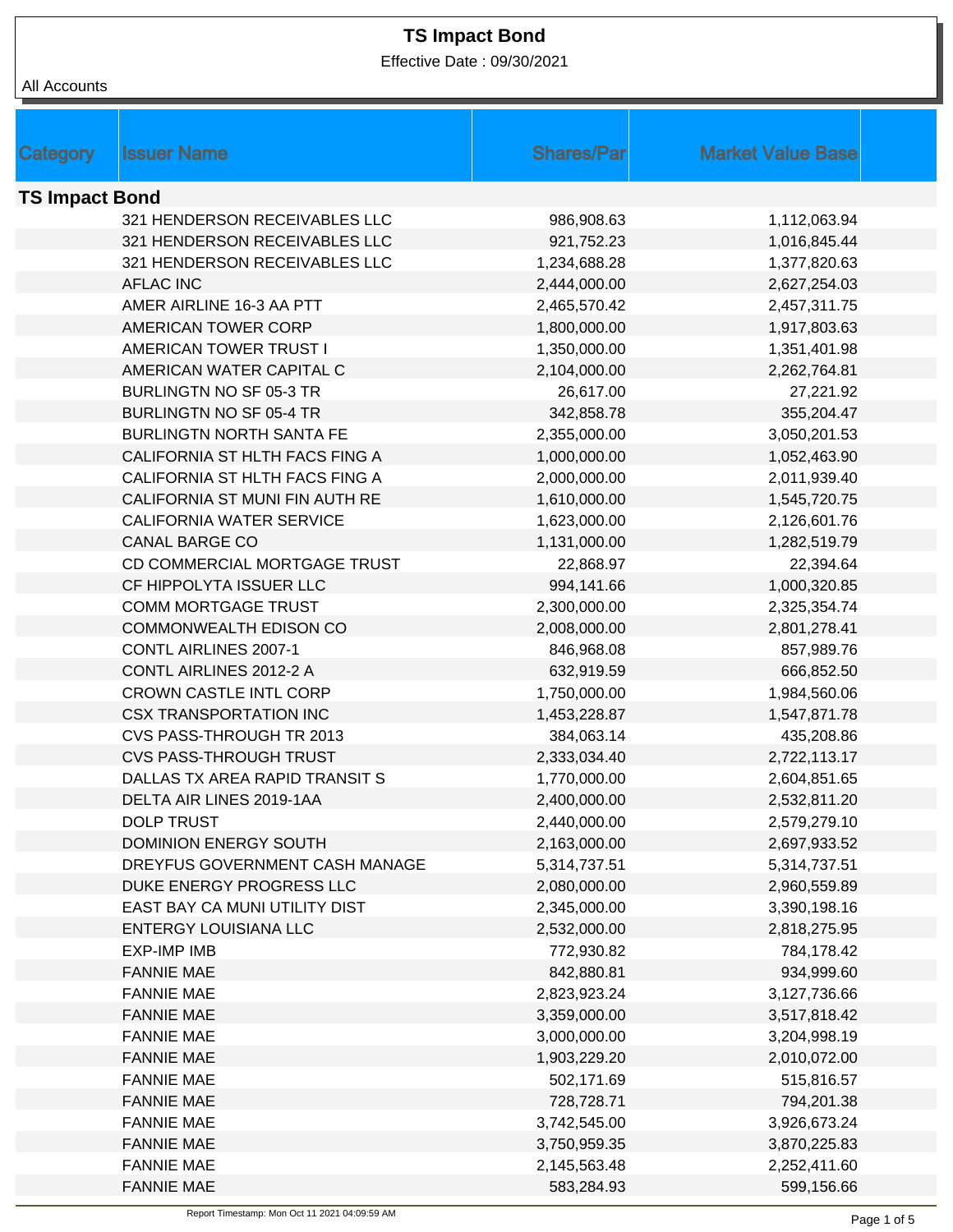# TS Impact Bond

Effective Date : 09/30/2021

All Accounts

| Category | Issuer Name | Shares/Par | Market Value Base |
|---|---|---|---|
| **TS Impact Bond** | | | |
| | 321 HENDERSON RECEIVABLES LLC | 986,908.63 | 1,112,063.94 |
| | 321 HENDERSON RECEIVABLES LLC | 921,752.23 | 1,016,845.44 |
| | 321 HENDERSON RECEIVABLES LLC | 1,234,688.28 | 1,377,820.63 |
| | AFLAC INC | 2,444,000.00 | 2,627,254.03 |
| | AMER AIRLINE 16-3 AA PTT | 2,465,570.42 | 2,457,311.75 |
| | AMERICAN TOWER CORP | 1,800,000.00 | 1,917,803.63 |
| | AMERICAN TOWER TRUST I | 1,350,000.00 | 1,351,401.98 |
| | AMERICAN WATER CAPITAL C | 2,104,000.00 | 2,262,764.81 |
| | BURLINGTN NO SF 05-3 TR | 26,617.00 | 27,221.92 |
| | BURLINGTN NO SF 05-4 TR | 342,858.78 | 355,204.47 |
| | BURLINGTN NORTH SANTA FE | 2,355,000.00 | 3,050,201.53 |
| | CALIFORNIA ST HLTH FACS FING A | 1,000,000.00 | 1,052,463.90 |
| | CALIFORNIA ST HLTH FACS FING A | 2,000,000.00 | 2,011,939.40 |
| | CALIFORNIA ST MUNI FIN AUTH RE | 1,610,000.00 | 1,545,720.75 |
| | CALIFORNIA WATER SERVICE | 1,623,000.00 | 2,126,601.76 |
| | CANAL BARGE CO | 1,131,000.00 | 1,282,519.79 |
| | CD COMMERCIAL MORTGAGE TRUST | 22,868.97 | 22,394.64 |
| | CF HIPPOLYTA ISSUER LLC | 994,141.66 | 1,000,320.85 |
| | COMM MORTGAGE TRUST | 2,300,000.00 | 2,325,354.74 |
| | COMMONWEALTH EDISON CO | 2,008,000.00 | 2,801,278.41 |
| | CONTL AIRLINES 2007-1 | 846,968.08 | 857,989.76 |
| | CONTL AIRLINES 2012-2 A | 632,919.59 | 666,852.50 |
| | CROWN CASTLE INTL CORP | 1,750,000.00 | 1,984,560.06 |
| | CSX TRANSPORTATION INC | 1,453,228.87 | 1,547,871.78 |
| | CVS PASS-THROUGH TR 2013 | 384,063.14 | 435,208.86 |
| | CVS PASS-THROUGH TRUST | 2,333,034.40 | 2,722,113.17 |
| | DALLAS TX AREA RAPID TRANSIT S | 1,770,000.00 | 2,604,851.65 |
| | DELTA AIR LINES 2019-1AA | 2,400,000.00 | 2,532,811.20 |
| | DOLP TRUST | 2,440,000.00 | 2,579,279.10 |
| | DOMINION ENERGY SOUTH | 2,163,000.00 | 2,697,933.52 |
| | DREYFUS GOVERNMENT CASH MANAGE | 5,314,737.51 | 5,314,737.51 |
| | DUKE ENERGY PROGRESS LLC | 2,080,000.00 | 2,960,559.89 |
| | EAST BAY CA MUNI UTILITY DIST | 2,345,000.00 | 3,390,198.16 |
| | ENTERGY LOUISIANA LLC | 2,532,000.00 | 2,818,275.95 |
| | EXP-IMP IMB | 772,930.82 | 784,178.42 |
| | FANNIE MAE | 842,880.81 | 934,999.60 |
| | FANNIE MAE | 2,823,923.24 | 3,127,736.66 |
| | FANNIE MAE | 3,359,000.00 | 3,517,818.42 |
| | FANNIE MAE | 3,000,000.00 | 3,204,998.19 |
| | FANNIE MAE | 1,903,229.20 | 2,010,072.00 |
| | FANNIE MAE | 502,171.69 | 515,816.57 |
| | FANNIE MAE | 728,728.71 | 794,201.38 |
| | FANNIE MAE | 3,742,545.00 | 3,926,673.24 |
| | FANNIE MAE | 3,750,959.35 | 3,870,225.83 |
| | FANNIE MAE | 2,145,563.48 | 2,252,411.60 |
| | FANNIE MAE | 583,284.93 | 599,156.66 |

Report Timestamp: Mon Oct 11 2021 04:09:59 AM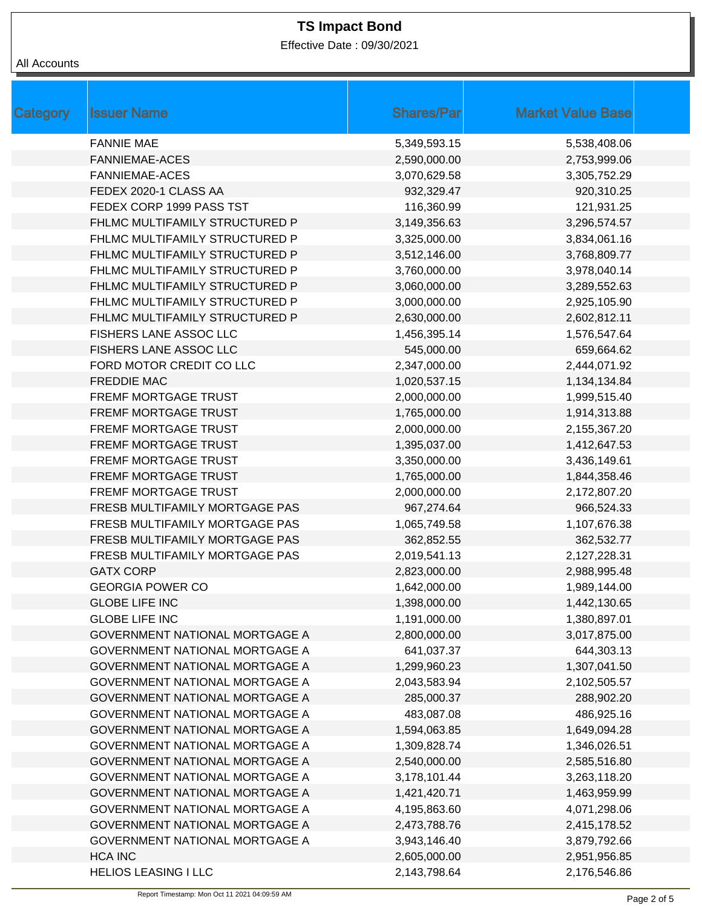# TS Impact Bond

Effective Date : 09/30/2021

All Accounts

| Category | Issuer Name | Shares/Par | Market Value Base |
|---|---|---|---|
| | FANNIE MAE | 5,349,593.15 | 5,538,408.06 |
| | FANNIEMAE-ACES | 2,590,000.00 | 2,753,999.06 |
| | FANNIEMAE-ACES | 3,070,629.58 | 3,305,752.29 |
| | FEDEX 2020-1 CLASS AA | 932,329.47 | 920,310.25 |
| | FEDEX CORP 1999 PASS TST | 116,360.99 | 121,931.25 |
| | FHLMC MULTIFAMILY STRUCTURED P | 3,149,356.63 | 3,296,574.57 |
| | FHLMC MULTIFAMILY STRUCTURED P | 3,325,000.00 | 3,834,061.16 |
| | FHLMC MULTIFAMILY STRUCTURED P | 3,512,146.00 | 3,768,809.77 |
| | FHLMC MULTIFAMILY STRUCTURED P | 3,760,000.00 | 3,978,040.14 |
| | FHLMC MULTIFAMILY STRUCTURED P | 3,060,000.00 | 3,289,552.63 |
| | FHLMC MULTIFAMILY STRUCTURED P | 3,000,000.00 | 2,925,105.90 |
| | FHLMC MULTIFAMILY STRUCTURED P | 2,630,000.00 | 2,602,812.11 |
| | FISHERS LANE ASSOC LLC | 1,456,395.14 | 1,576,547.64 |
| | FISHERS LANE ASSOC LLC | 545,000.00 | 659,664.62 |
| | FORD MOTOR CREDIT CO LLC | 2,347,000.00 | 2,444,071.92 |
| | FREDDIE MAC | 1,020,537.15 | 1,134,134.84 |
| | FREMF MORTGAGE TRUST | 2,000,000.00 | 1,999,515.40 |
| | FREMF MORTGAGE TRUST | 1,765,000.00 | 1,914,313.88 |
| | FREMF MORTGAGE TRUST | 2,000,000.00 | 2,155,367.20 |
| | FREMF MORTGAGE TRUST | 1,395,037.00 | 1,412,647.53 |
| | FREMF MORTGAGE TRUST | 3,350,000.00 | 3,436,149.61 |
| | FREMF MORTGAGE TRUST | 1,765,000.00 | 1,844,358.46 |
| | FREMF MORTGAGE TRUST | 2,000,000.00 | 2,172,807.20 |
| | FRESB MULTIFAMILY MORTGAGE PAS | 967,274.64 | 966,524.33 |
| | FRESB MULTIFAMILY MORTGAGE PAS | 1,065,749.58 | 1,107,676.38 |
| | FRESB MULTIFAMILY MORTGAGE PAS | 362,852.55 | 362,532.77 |
| | FRESB MULTIFAMILY MORTGAGE PAS | 2,019,541.13 | 2,127,228.31 |
| | GATX CORP | 2,823,000.00 | 2,988,995.48 |
| | GEORGIA POWER CO | 1,642,000.00 | 1,989,144.00 |
| | GLOBE LIFE INC | 1,398,000.00 | 1,442,130.65 |
| | GLOBE LIFE INC | 1,191,000.00 | 1,380,897.01 |
| | GOVERNMENT NATIONAL MORTGAGE A | 2,800,000.00 | 3,017,875.00 |
| | GOVERNMENT NATIONAL MORTGAGE A | 641,037.37 | 644,303.13 |
| | GOVERNMENT NATIONAL MORTGAGE A | 1,299,960.23 | 1,307,041.50 |
| | GOVERNMENT NATIONAL MORTGAGE A | 2,043,583.94 | 2,102,505.57 |
| | GOVERNMENT NATIONAL MORTGAGE A | 285,000.37 | 288,902.20 |
| | GOVERNMENT NATIONAL MORTGAGE A | 483,087.08 | 486,925.16 |
| | GOVERNMENT NATIONAL MORTGAGE A | 1,594,063.85 | 1,649,094.28 |
| | GOVERNMENT NATIONAL MORTGAGE A | 1,309,828.74 | 1,346,026.51 |
| | GOVERNMENT NATIONAL MORTGAGE A | 2,540,000.00 | 2,585,516.80 |
| | GOVERNMENT NATIONAL MORTGAGE A | 3,178,101.44 | 3,263,118.20 |
| | GOVERNMENT NATIONAL MORTGAGE A | 1,421,420.71 | 1,463,959.99 |
| | GOVERNMENT NATIONAL MORTGAGE A | 4,195,863.60 | 4,071,298.06 |
| | GOVERNMENT NATIONAL MORTGAGE A | 2,473,788.76 | 2,415,178.52 |
| | GOVERNMENT NATIONAL MORTGAGE A | 3,943,146.40 | 3,879,792.66 |
| | HCA INC | 2,605,000.00 | 2,951,956.85 |
| | HELIOS LEASING I LLC | 2,143,798.64 | 2,176,546.86 |

Report Timestamp: Mon Oct 11 2021 04:09:59 AM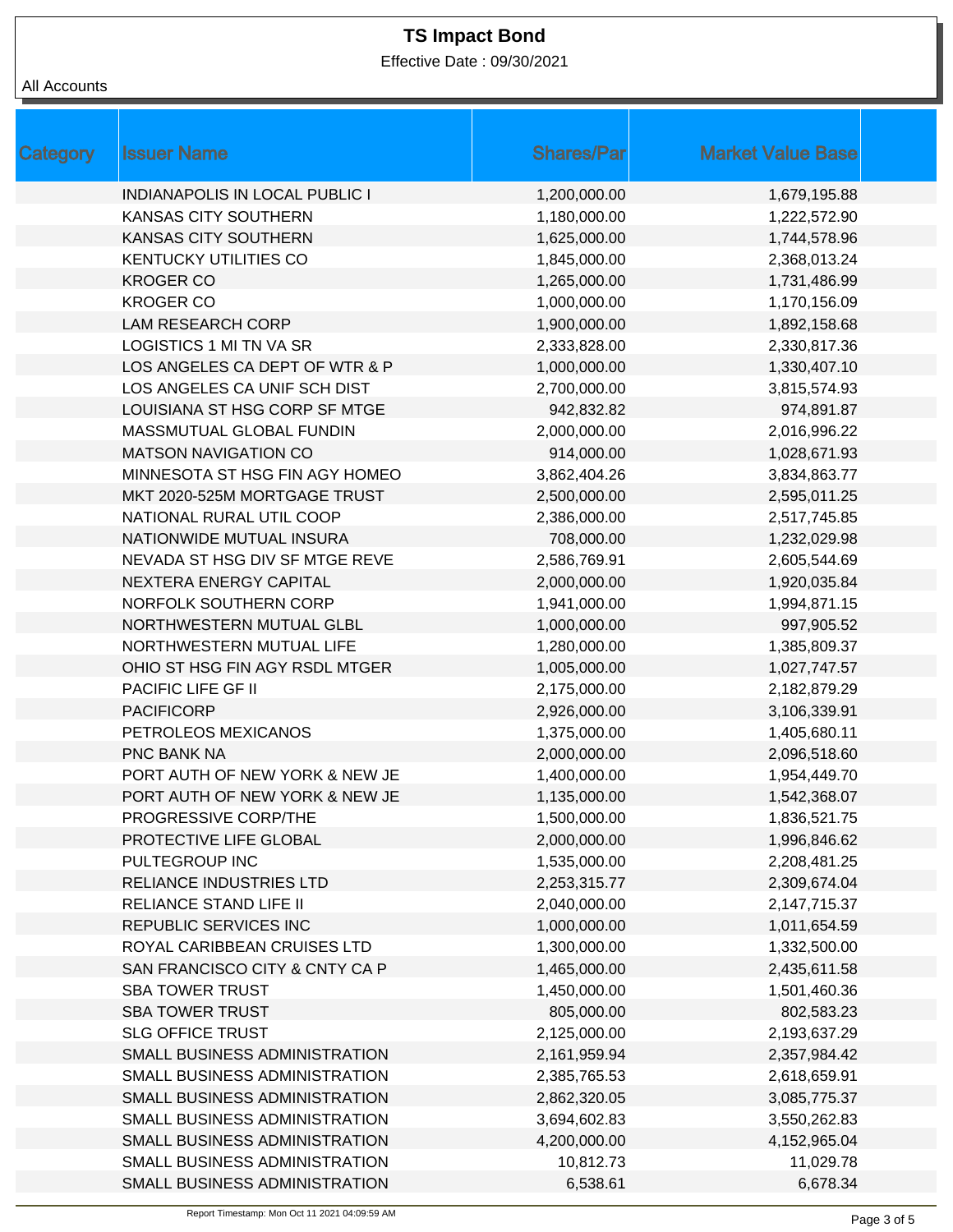# TS Impact Bond

Effective Date : 09/30/2021

All Accounts

| Category | Issuer Name | Shares/Par | Market Value Base |
|---|---|---|---|
| | INDIANAPOLIS IN LOCAL PUBLIC I | 1,200,000.00 | 1,679,195.88 |
| | KANSAS CITY SOUTHERN | 1,180,000.00 | 1,222,572.90 |
| | KANSAS CITY SOUTHERN | 1,625,000.00 | 1,744,578.96 |
| | KENTUCKY UTILITIES CO | 1,845,000.00 | 2,368,013.24 |
| | KROGER CO | 1,265,000.00 | 1,731,486.99 |
| | KROGER CO | 1,000,000.00 | 1,170,156.09 |
| | LAM RESEARCH CORP | 1,900,000.00 | 1,892,158.68 |
| | LOGISTICS 1 MI TN VA SR | 2,333,828.00 | 2,330,817.36 |
| | LOS ANGELES CA DEPT OF WTR & P | 1,000,000.00 | 1,330,407.10 |
| | LOS ANGELES CA UNIF SCH DIST | 2,700,000.00 | 3,815,574.93 |
| | LOUISIANA ST HSG CORP SF MTGE | 942,832.82 | 974,891.87 |
| | MASSMUTUAL GLOBAL FUNDIN | 2,000,000.00 | 2,016,996.22 |
| | MATSON NAVIGATION CO | 914,000.00 | 1,028,671.93 |
| | MINNESOTA ST HSG FIN AGY HOMEO | 3,862,404.26 | 3,834,863.77 |
| | MKT 2020-525M MORTGAGE TRUST | 2,500,000.00 | 2,595,011.25 |
| | NATIONAL RURAL UTIL COOP | 2,386,000.00 | 2,517,745.85 |
| | NATIONWIDE MUTUAL INSURA | 708,000.00 | 1,232,029.98 |
| | NEVADA ST HSG DIV SF MTGE REVE | 2,586,769.91 | 2,605,544.69 |
| | NEXTERA ENERGY CAPITAL | 2,000,000.00 | 1,920,035.84 |
| | NORFOLK SOUTHERN CORP | 1,941,000.00 | 1,994,871.15 |
| | NORTHWESTERN MUTUAL GLBL | 1,000,000.00 | 997,905.52 |
| | NORTHWESTERN MUTUAL LIFE | 1,280,000.00 | 1,385,809.37 |
| | OHIO ST HSG FIN AGY RSDL MTGER | 1,005,000.00 | 1,027,747.57 |
| | PACIFIC LIFE GF II | 2,175,000.00 | 2,182,879.29 |
| | PACIFICORP | 2,926,000.00 | 3,106,339.91 |
| | PETROLEOS MEXICANOS | 1,375,000.00 | 1,405,680.11 |
| | PNC BANK NA | 2,000,000.00 | 2,096,518.60 |
| | PORT AUTH OF NEW YORK & NEW JE | 1,400,000.00 | 1,954,449.70 |
| | PORT AUTH OF NEW YORK & NEW JE | 1,135,000.00 | 1,542,368.07 |
| | PROGRESSIVE CORP/THE | 1,500,000.00 | 1,836,521.75 |
| | PROTECTIVE LIFE GLOBAL | 2,000,000.00 | 1,996,846.62 |
| | PULTEGROUP INC | 1,535,000.00 | 2,208,481.25 |
| | RELIANCE INDUSTRIES LTD | 2,253,315.77 | 2,309,674.04 |
| | RELIANCE STAND LIFE II | 2,040,000.00 | 2,147,715.37 |
| | REPUBLIC SERVICES INC | 1,000,000.00 | 1,011,654.59 |
| | ROYAL CARIBBEAN CRUISES LTD | 1,300,000.00 | 1,332,500.00 |
| | SAN FRANCISCO CITY & CNTY CA P | 1,465,000.00 | 2,435,611.58 |
| | SBA TOWER TRUST | 1,450,000.00 | 1,501,460.36 |
| | SBA TOWER TRUST | 805,000.00 | 802,583.23 |
| | SLG OFFICE TRUST | 2,125,000.00 | 2,193,637.29 |
| | SMALL BUSINESS ADMINISTRATION | 2,161,959.94 | 2,357,984.42 |
| | SMALL BUSINESS ADMINISTRATION | 2,385,765.53 | 2,618,659.91 |
| | SMALL BUSINESS ADMINISTRATION | 2,862,320.05 | 3,085,775.37 |
| | SMALL BUSINESS ADMINISTRATION | 3,694,602.83 | 3,550,262.83 |
| | SMALL BUSINESS ADMINISTRATION | 4,200,000.00 | 4,152,965.04 |
| | SMALL BUSINESS ADMINISTRATION | 10,812.73 | 11,029.78 |
| | SMALL BUSINESS ADMINISTRATION | 6,538.61 | 6,678.34 |

Report Timestamp: Mon Oct 11 2021 04:09:59 AM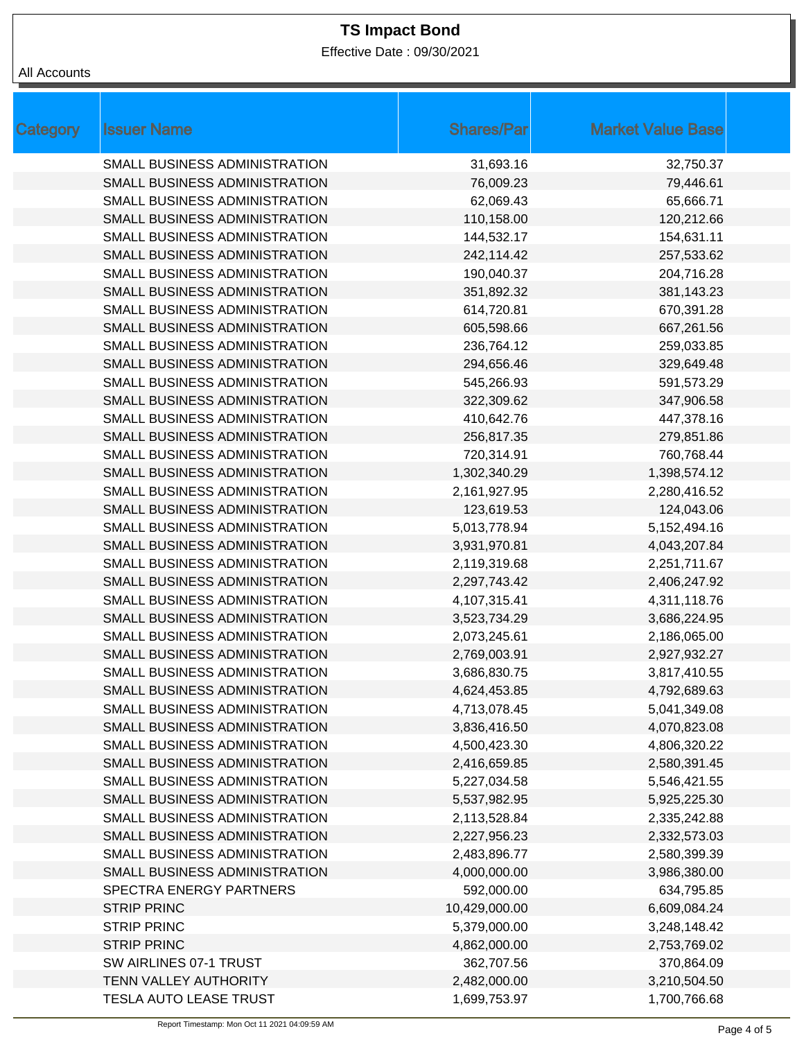# TS Impact Bond

Effective Date : 09/30/2021

All Accounts

| Category | Issuer Name | Shares/Par | Market Value Base |
|---|---|---|---|
| | SMALL BUSINESS ADMINISTRATION | 31,693.16 | 32,750.37 |
| | SMALL BUSINESS ADMINISTRATION | 76,009.23 | 79,446.61 |
| | SMALL BUSINESS ADMINISTRATION | 62,069.43 | 65,666.71 |
| | SMALL BUSINESS ADMINISTRATION | 110,158.00 | 120,212.66 |
| | SMALL BUSINESS ADMINISTRATION | 144,532.17 | 154,631.11 |
| | SMALL BUSINESS ADMINISTRATION | 242,114.42 | 257,533.62 |
| | SMALL BUSINESS ADMINISTRATION | 190,040.37 | 204,716.28 |
| | SMALL BUSINESS ADMINISTRATION | 351,892.32 | 381,143.23 |
| | SMALL BUSINESS ADMINISTRATION | 614,720.81 | 670,391.28 |
| | SMALL BUSINESS ADMINISTRATION | 605,598.66 | 667,261.56 |
| | SMALL BUSINESS ADMINISTRATION | 236,764.12 | 259,033.85 |
| | SMALL BUSINESS ADMINISTRATION | 294,656.46 | 329,649.48 |
| | SMALL BUSINESS ADMINISTRATION | 545,266.93 | 591,573.29 |
| | SMALL BUSINESS ADMINISTRATION | 322,309.62 | 347,906.58 |
| | SMALL BUSINESS ADMINISTRATION | 410,642.76 | 447,378.16 |
| | SMALL BUSINESS ADMINISTRATION | 256,817.35 | 279,851.86 |
| | SMALL BUSINESS ADMINISTRATION | 720,314.91 | 760,768.44 |
| | SMALL BUSINESS ADMINISTRATION | 1,302,340.29 | 1,398,574.12 |
| | SMALL BUSINESS ADMINISTRATION | 2,161,927.95 | 2,280,416.52 |
| | SMALL BUSINESS ADMINISTRATION | 123,619.53 | 124,043.06 |
| | SMALL BUSINESS ADMINISTRATION | 5,013,778.94 | 5,152,494.16 |
| | SMALL BUSINESS ADMINISTRATION | 3,931,970.81 | 4,043,207.84 |
| | SMALL BUSINESS ADMINISTRATION | 2,119,319.68 | 2,251,711.67 |
| | SMALL BUSINESS ADMINISTRATION | 2,297,743.42 | 2,406,247.92 |
| | SMALL BUSINESS ADMINISTRATION | 4,107,315.41 | 4,311,118.76 |
| | SMALL BUSINESS ADMINISTRATION | 3,523,734.29 | 3,686,224.95 |
| | SMALL BUSINESS ADMINISTRATION | 2,073,245.61 | 2,186,065.00 |
| | SMALL BUSINESS ADMINISTRATION | 2,769,003.91 | 2,927,932.27 |
| | SMALL BUSINESS ADMINISTRATION | 3,686,830.75 | 3,817,410.55 |
| | SMALL BUSINESS ADMINISTRATION | 4,624,453.85 | 4,792,689.63 |
| | SMALL BUSINESS ADMINISTRATION | 4,713,078.45 | 5,041,349.08 |
| | SMALL BUSINESS ADMINISTRATION | 3,836,416.50 | 4,070,823.08 |
| | SMALL BUSINESS ADMINISTRATION | 4,500,423.30 | 4,806,320.22 |
| | SMALL BUSINESS ADMINISTRATION | 2,416,659.85 | 2,580,391.45 |
| | SMALL BUSINESS ADMINISTRATION | 5,227,034.58 | 5,546,421.55 |
| | SMALL BUSINESS ADMINISTRATION | 5,537,982.95 | 5,925,225.30 |
| | SMALL BUSINESS ADMINISTRATION | 2,113,528.84 | 2,335,242.88 |
| | SMALL BUSINESS ADMINISTRATION | 2,227,956.23 | 2,332,573.03 |
| | SMALL BUSINESS ADMINISTRATION | 2,483,896.77 | 2,580,399.39 |
| | SMALL BUSINESS ADMINISTRATION | 4,000,000.00 | 3,986,380.00 |
| | SPECTRA ENERGY PARTNERS | 592,000.00 | 634,795.85 |
| | STRIP PRINC | 10,429,000.00 | 6,609,084.24 |
| | STRIP PRINC | 5,379,000.00 | 3,248,148.42 |
| | STRIP PRINC | 4,862,000.00 | 2,753,769.02 |
| | SW AIRLINES 07-1 TRUST | 362,707.56 | 370,864.09 |
| | TENN VALLEY AUTHORITY | 2,482,000.00 | 3,210,504.50 |
| | TESLA AUTO LEASE TRUST | 1,699,753.97 | 1,700,766.68 |

Report Timestamp: Mon Oct 11 2021 04:09:59 AM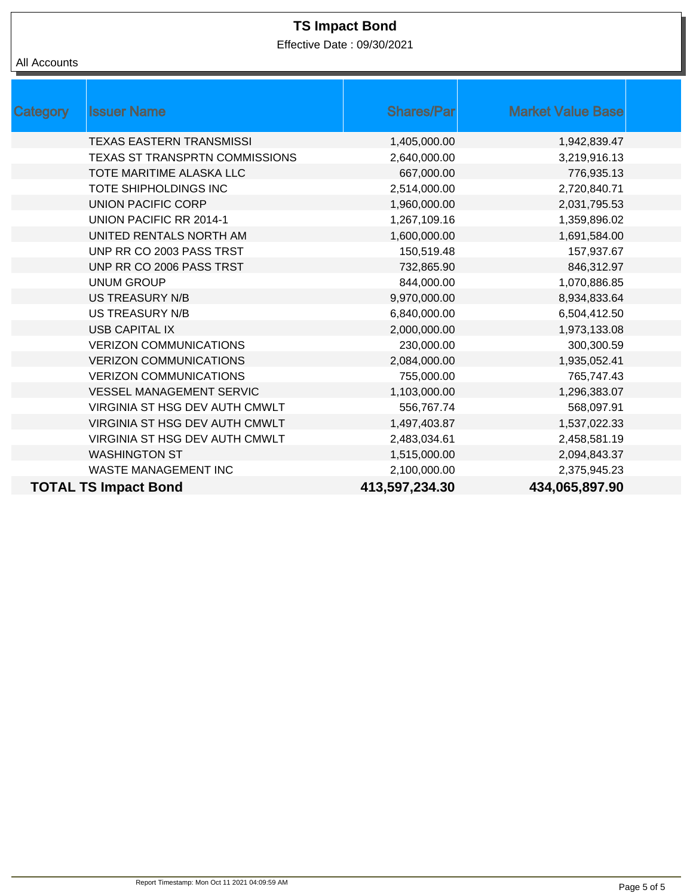# TS Impact Bond

Effective Date : 09/30/2021

All Accounts

| Category | Issuer Name | Shares/Par | Market Value Base |
|---|---|---|---|
| | TEXAS EASTERN TRANSMISSI | 1,405,000.00 | 1,942,839.47 |
| | TEXAS ST TRANSPRTN COMMISSIONS | 2,640,000.00 | 3,219,916.13 |
| | TOTE MARITIME ALASKA LLC | 667,000.00 | 776,935.13 |
| | TOTE SHIPHOLDINGS INC | 2,514,000.00 | 2,720,840.71 |
| | UNION PACIFIC CORP | 1,960,000.00 | 2,031,795.53 |
| | UNION PACIFIC RR 2014-1 | 1,267,109.16 | 1,359,896.02 |
| | UNITED RENTALS NORTH AM | 1,600,000.00 | 1,691,584.00 |
| | UNP RR CO 2003 PASS TRST | 150,519.48 | 157,937.67 |
| | UNP RR CO 2006 PASS TRST | 732,865.90 | 846,312.97 |
| | UNUM GROUP | 844,000.00 | 1,070,886.85 |
| | US TREASURY N/B | 9,970,000.00 | 8,934,833.64 |
| | US TREASURY N/B | 6,840,000.00 | 6,504,412.50 |
| | USB CAPITAL IX | 2,000,000.00 | 1,973,133.08 |
| | VERIZON COMMUNICATIONS | 230,000.00 | 300,300.59 |
| | VERIZON COMMUNICATIONS | 2,084,000.00 | 1,935,052.41 |
| | VERIZON COMMUNICATIONS | 755,000.00 | 765,747.43 |
| | VESSEL MANAGEMENT SERVIC | 1,103,000.00 | 1,296,383.07 |
| | VIRGINIA ST HSG DEV AUTH CMWLT | 556,767.74 | 568,097.91 |
| | VIRGINIA ST HSG DEV AUTH CMWLT | 1,497,403.87 | 1,537,022.33 |
| | VIRGINIA ST HSG DEV AUTH CMWLT | 2,483,034.61 | 2,458,581.19 |
| | WASHINGTON ST | 1,515,000.00 | 2,094,843.37 |
| | WASTE MANAGEMENT INC | 2,100,000.00 | 2,375,945.23 |
| **TOTAL TS Impact Bond** | | **413,597,234.30** | **434,065,897.90** |

Report Timestamp: Mon Oct 11 2021 04:09:59 AM